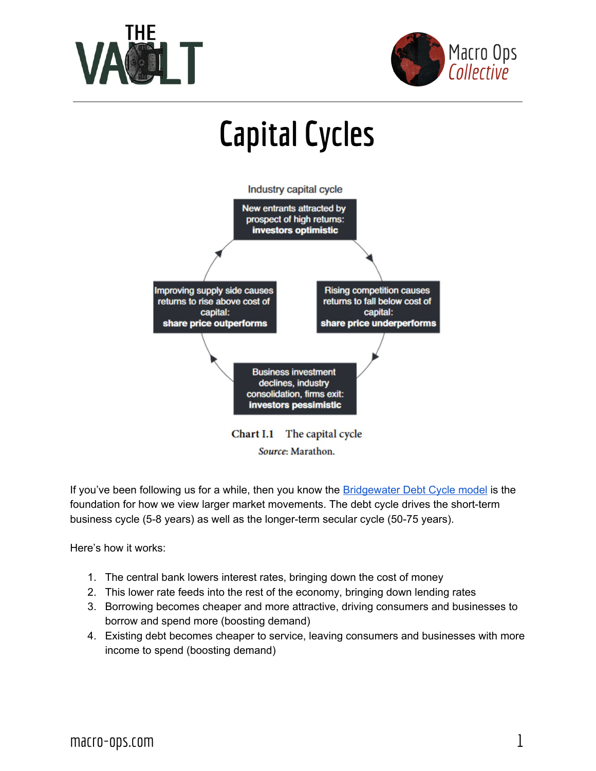# Capital Cycles

Industry capital cycle

New entrants attracted by prospect of high returns: **investors optimistic**

Rising competition causes returns to fall below cost of capital: **share price underperforms**

Business investment declines, industry consolidation, firms exit: **investors pessimistic**

Improving supply side causes returns to rise above cost of capital: **share price outperforms**

**Chart I.1** The capital cycle

*Source*: Marathon.

If you've been following us for a while, then you know the Bridgewater Debt Cycle model is the foundation for how we view larger market movements. The debt cycle drives the short-term business cycle (5-8 years) as well as the longer-term secular cycle (50-75 years).

Here's how it works:

1. The central bank lowers interest rates, bringing down the cost of money
2. This lower rate feeds into the rest of the economy, bringing down lending rates
3. Borrowing becomes cheaper and more attractive, driving consumers and businesses to borrow and spend more (boosting demand)
4. Existing debt becomes cheaper to service, leaving consumers and businesses with more income to spend (boosting demand)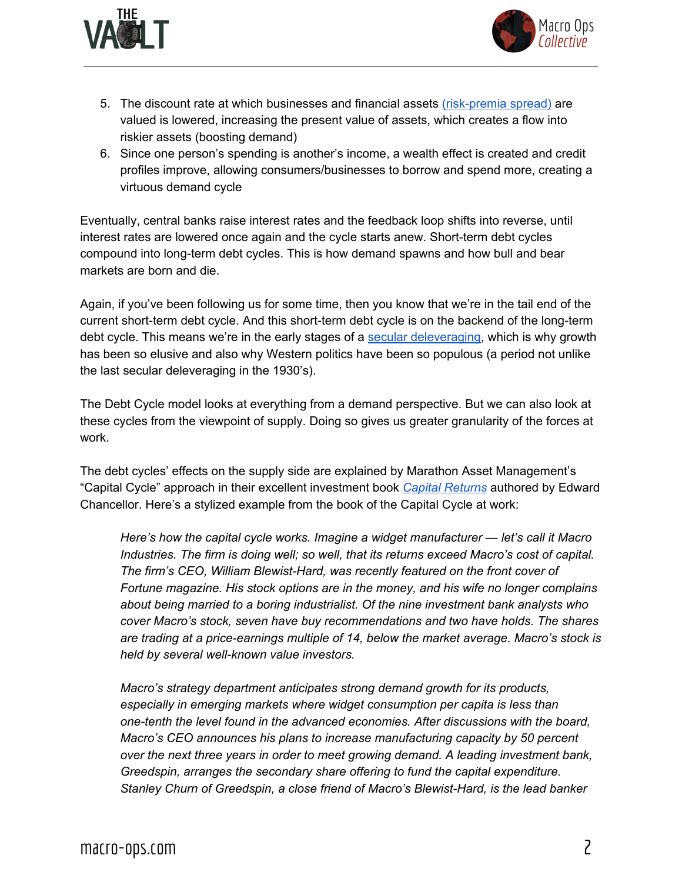5. The discount rate at which businesses and financial assets [(risk-premia spread)]() are valued is lowered, increasing the present value of assets, which creates a flow into riskier assets (boosting demand)
6. Since one person's spending is another's income, a wealth effect is created and credit profiles improve, allowing consumers/businesses to borrow and spend more, creating a virtuous demand cycle

Eventually, central banks raise interest rates and the feedback loop shifts into reverse, until interest rates are lowered once again and the cycle starts anew. Short-term debt cycles compound into long-term debt cycles. This is how demand spawns and how bull and bear markets are born and die.

Again, if you've been following us for some time, then you know that we're in the tail end of the current short-term debt cycle. And this short-term debt cycle is on the backend of the long-term debt cycle. This means we're in the early stages of a [secular deleveraging](), which is why growth has been so elusive and also why Western politics have been so populous (a period not unlike the last secular deleveraging in the 1930's).

The Debt Cycle model looks at everything from a demand perspective. But we can also look at these cycles from the viewpoint of supply. Doing so gives us greater granularity of the forces at work.

The debt cycles' effects on the supply side are explained by Marathon Asset Management's "Capital Cycle" approach in their excellent investment book [*Capital Returns*]() authored by Edward Chancellor. Here's a stylized example from the book of the Capital Cycle at work:

> *Here's how the capital cycle works. Imagine a widget manufacturer — let's call it Macro Industries. The firm is doing well; so well, that its returns exceed Macro's cost of capital. The firm's CEO, William Blewist-Hard, was recently featured on the front cover of Fortune magazine. His stock options are in the money, and his wife no longer complains about being married to a boring industrialist. Of the nine investment bank analysts who cover Macro's stock, seven have buy recommendations and two have holds. The shares are trading at a price-earnings multiple of 14, below the market average. Macro's stock is held by several well-known value investors.*
>
> *Macro's strategy department anticipates strong demand growth for its products, especially in emerging markets where widget consumption per capita is less than one-tenth the level found in the advanced economies. After discussions with the board, Macro's CEO announces his plans to increase manufacturing capacity by 50 percent over the next three years in order to meet growing demand. A leading investment bank, Greedspin, arranges the secondary share offering to fund the capital expenditure. Stanley Churn of Greedspin, a close friend of Macro's Blewist-Hard, is the lead banker*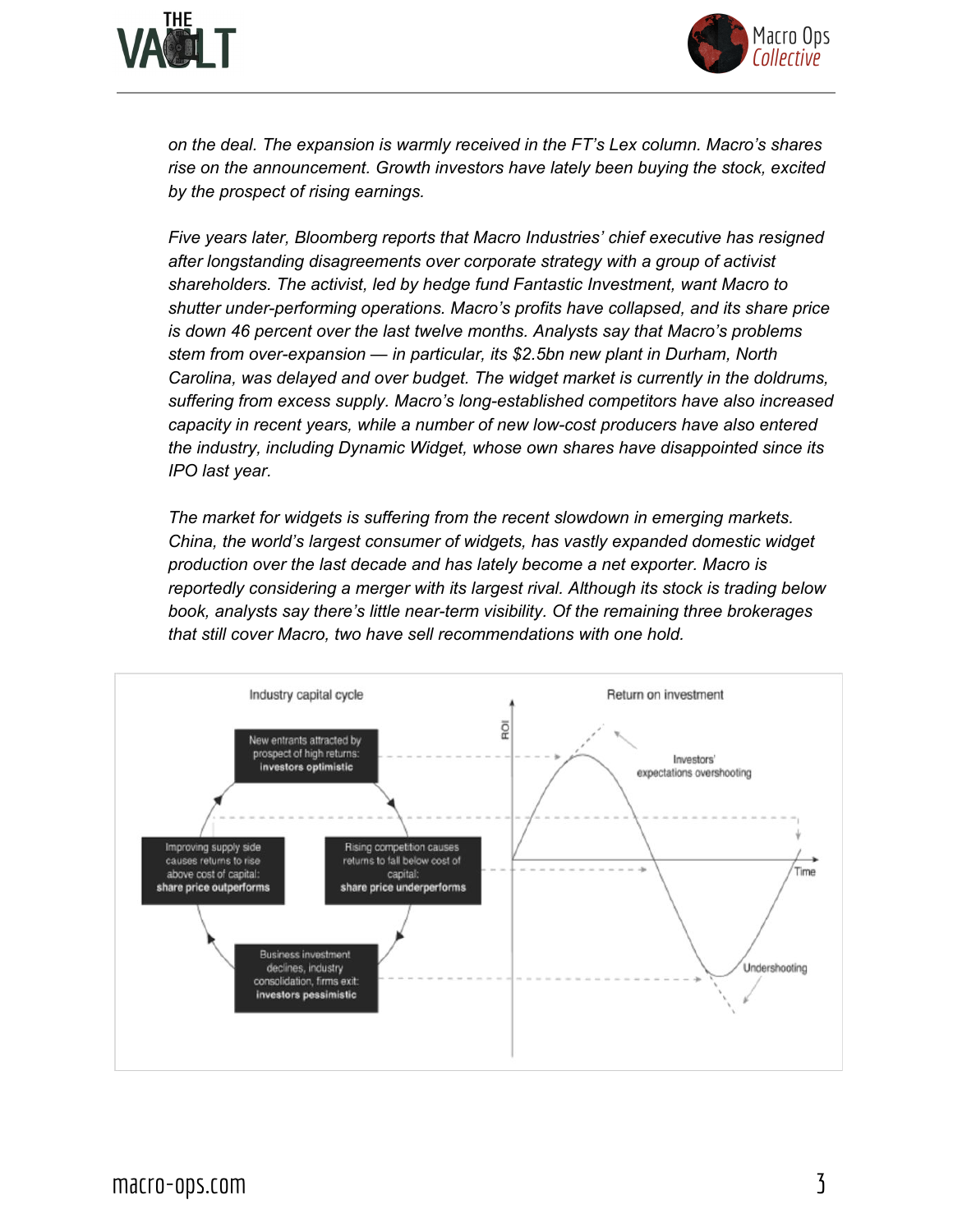*on the deal. The expansion is warmly received in the FT's Lex column. Macro's shares rise on the announcement. Growth investors have lately been buying the stock, excited by the prospect of rising earnings.*

*Five years later, Bloomberg reports that Macro Industries' chief executive has resigned after longstanding disagreements over corporate strategy with a group of activist shareholders. The activist, led by hedge fund Fantastic Investment, want Macro to shutter under-performing operations. Macro's profits have collapsed, and its share price is down 46 percent over the last twelve months. Analysts say that Macro's problems stem from over-expansion — in particular, its $2.5bn new plant in Durham, North Carolina, was delayed and over budget. The widget market is currently in the doldrums, suffering from excess supply. Macro's long-established competitors have also increased capacity in recent years, while a number of new low-cost producers have also entered the industry, including Dynamic Widget, whose own shares have disappointed since its IPO last year.*

*The market for widgets is suffering from the recent slowdown in emerging markets. China, the world's largest consumer of widgets, has vastly expanded domestic widget production over the last decade and has lately become a net exporter. Macro is reportedly considering a merger with its largest rival. Although its stock is trading below book, analysts say there's little near-term visibility. Of the remaining three brokerages that still cover Macro, two have sell recommendations with one hold.*

**Industry capital cycle**

- New entrants attracted by prospect of high returns: **investors optimistic**
- Rising competition causes returns to fall below cost of capital: **share price underperforms**
- Business investment declines, industry consolidation, firms exit: **investors pessimistic**
- Improving supply side causes returns to rise above cost of capital: **share price outperforms**

**Return on investment**

ROI — Time — Investors' expectations overshooting — Undershooting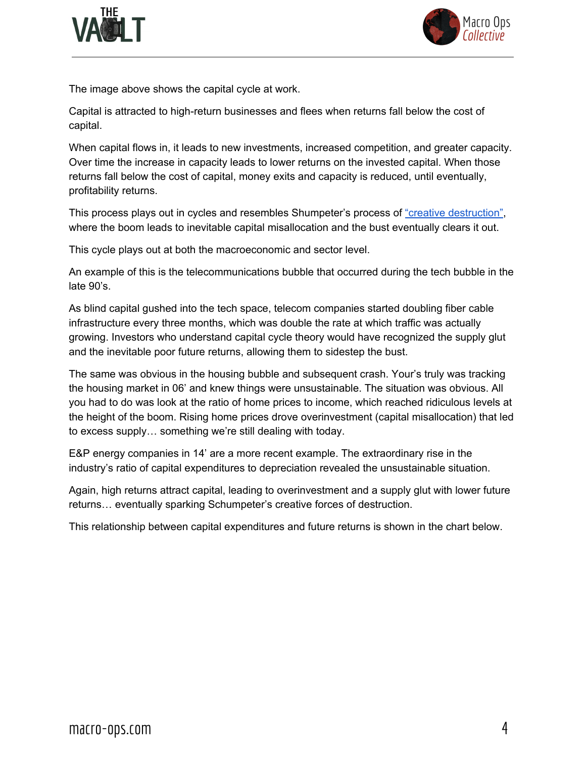The image above shows the capital cycle at work.

Capital is attracted to high-return businesses and flees when returns fall below the cost of capital.

When capital flows in, it leads to new investments, increased competition, and greater capacity. Over time the increase in capacity leads to lower returns on the invested capital. When those returns fall below the cost of capital, money exits and capacity is reduced, until eventually, profitability returns.

This process plays out in cycles and resembles Shumpeter's process of "creative destruction", where the boom leads to inevitable capital misallocation and the bust eventually clears it out.

This cycle plays out at both the macroeconomic and sector level.

An example of this is the telecommunications bubble that occurred during the tech bubble in the late 90's.

As blind capital gushed into the tech space, telecom companies started doubling fiber cable infrastructure every three months, which was double the rate at which traffic was actually growing. Investors who understand capital cycle theory would have recognized the supply glut and the inevitable poor future returns, allowing them to sidestep the bust.

The same was obvious in the housing bubble and subsequent crash. Your's truly was tracking the housing market in 06' and knew things were unsustainable. The situation was obvious. All you had to do was look at the ratio of home prices to income, which reached ridiculous levels at the height of the boom. Rising home prices drove overinvestment (capital misallocation) that led to excess supply… something we're still dealing with today.

E&P energy companies in 14' are a more recent example. The extraordinary rise in the industry's ratio of capital expenditures to depreciation revealed the unsustainable situation.

Again, high returns attract capital, leading to overinvestment and a supply glut with lower future returns… eventually sparking Schumpeter's creative forces of destruction.

This relationship between capital expenditures and future returns is shown in the chart below.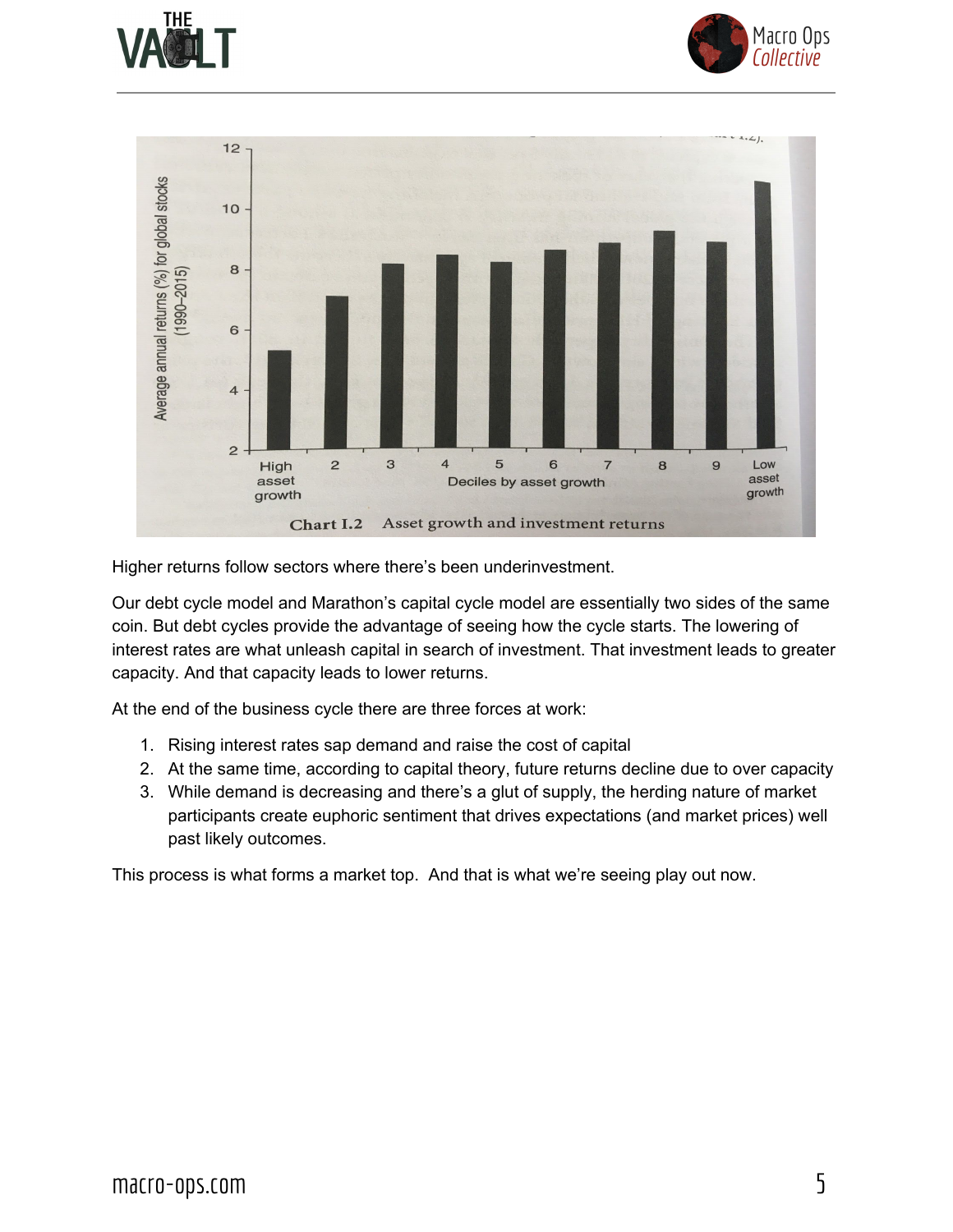12
10
8
6
4
2

Average annual returns (%) for global stocks (1990–2015)

High asset growth
2
3
4
5
6
7
8
9
Low asset growth

Deciles by asset growth

Chart I.2 Asset growth and investment returns

Higher returns follow sectors where there's been underinvestment.

Our debt cycle model and Marathon's capital cycle model are essentially two sides of the same coin. But debt cycles provide the advantage of seeing how the cycle starts. The lowering of interest rates are what unleash capital in search of investment. That investment leads to greater capacity. And that capacity leads to lower returns.

At the end of the business cycle there are three forces at work:

1. Rising interest rates sap demand and raise the cost of capital
2. At the same time, according to capital theory, future returns decline due to over capacity
3. While demand is decreasing and there's a glut of supply, the herding nature of market participants create euphoric sentiment that drives expectations (and market prices) well past likely outcomes.

This process is what forms a market top. And that is what we're seeing play out now.